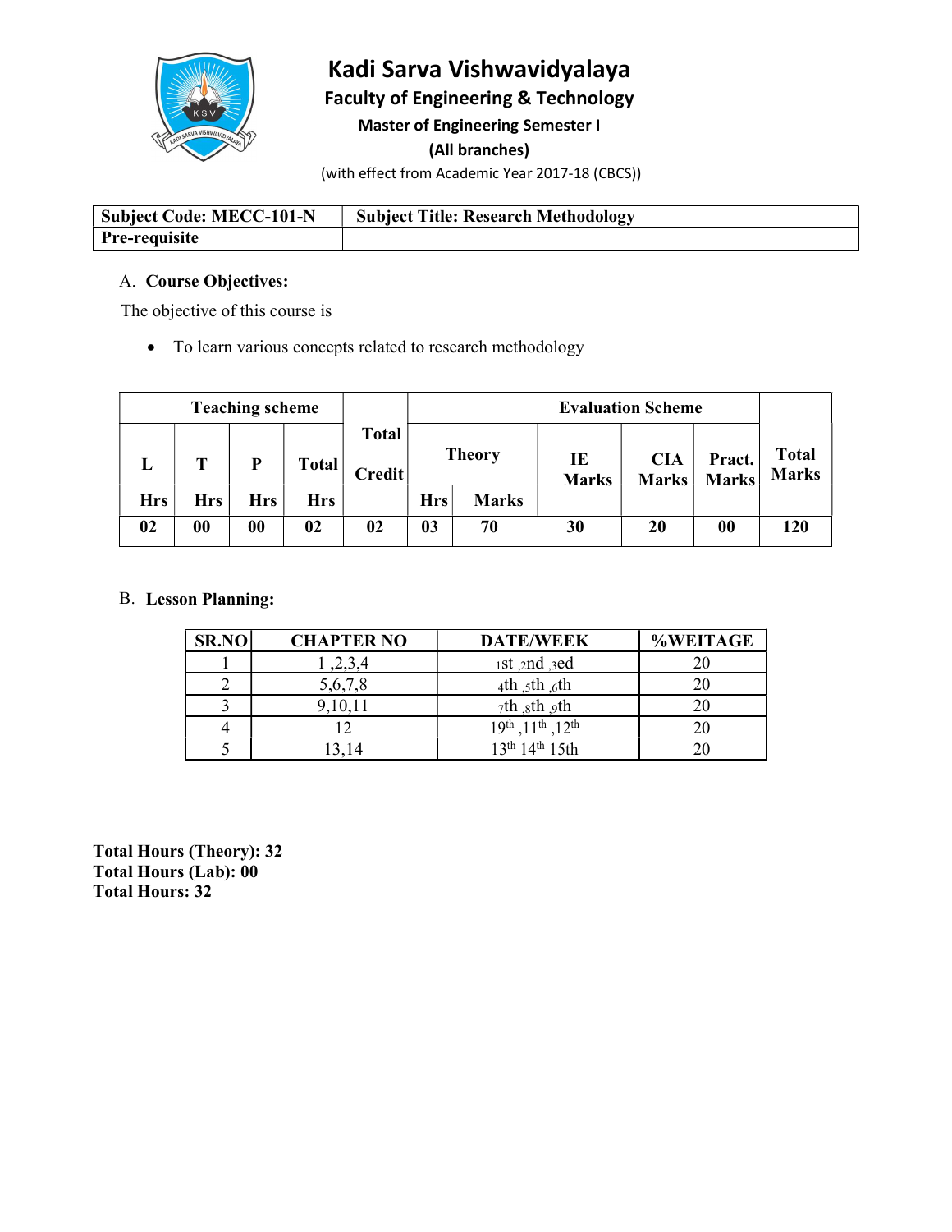# Kadi Sarva Vishwavidyalaya

## Faculty of Engineering & Technology

### Master of Engineering Semester I

### (All branches)

(with effect from Academic Year 2017-18 (CBCS))

| Subject Code: MECC-101-N | Subject Title: Research Methodology |
|---|---|
| Pre-requisite | |

A. **Course Objectives:**

The objective of this course is

- To learn various concepts related to research methodology

| Teaching scheme | | | | Total Credit | Evaluation Scheme | | | | | Total Marks |
|---|---|---|---|---|---|---|---|---|---|---|
| L | T | P | Total | | Theory | | IE Marks | CIA Marks | Pract. Marks | |
| Hrs | Hrs | Hrs | Hrs | | Hrs | Marks | | | | |
| 02 | 00 | 00 | 02 | 02 | 03 | 70 | 30 | 20 | 00 | 120 |

B. **Lesson Planning:**

| SR.NO | CHAPTER NO | DATE/WEEK | %WEITAGE |
|---|---|---|---|
| 1 | 1 ,2,3,4 | 1st ,2nd ,3ed | 20 |
| 2 | 5,6,7,8 | 4th ,5th ,6th | 20 |
| 3 | 9,10,11 | 7th ,8th ,9th | 20 |
| 4 | 12 | 19th ,11th ,12th | 20 |
| 5 | 13,14 | 13th 14th 15th | 20 |

**Total Hours (Theory): 32**
**Total Hours (Lab): 00**
**Total Hours: 32**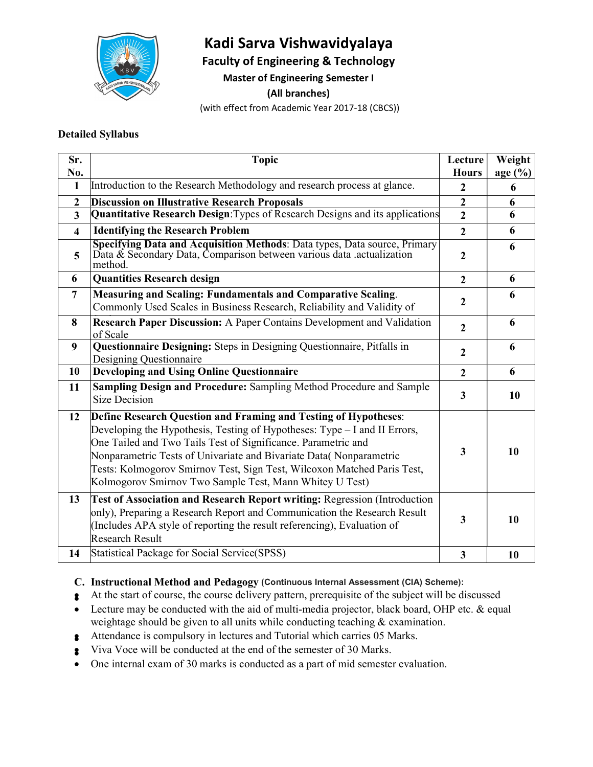# Kadi Sarva Vishwavidyalaya

## Faculty of Engineering & Technology

### Master of Engineering Semester I

**(All branches)**

(with effect from Academic Year 2017-18 (CBCS))

**Detailed Syllabus**

| Sr. No. | Topic | Lecture Hours | Weightage (%) |
|---|---|---|---|
| 1 | Introduction to the Research Methodology and research process at glance. | 2 | 6 |
| 2 | **Discussion on Illustrative Research Proposals** | 2 | 6 |
| 3 | **Quantitative Research Design**:Types of Research Designs and its applications | 2 | 6 |
| 4 | **Identifying the Research Problem** | 2 | 6 |
| 5 | **Specifying Data and Acquisition Methods**: Data types, Data source, Primary Data & Secondary Data, Comparison between various data .actualization method. | 2 | 6 |
| 6 | **Quantities Research design** | 2 | 6 |
| 7 | **Measuring and Scaling: Fundamentals and Comparative Scaling**. Commonly Used Scales in Business Research, Reliability and Validity of | 2 | 6 |
| 8 | **Research Paper Discussion:** A Paper Contains Development and Validation of Scale | 2 | 6 |
| 9 | **Questionnaire Designing:** Steps in Designing Questionnaire, Pitfalls in Designing Questionnaire | 2 | 6 |
| 10 | **Developing and Using Online Questionnaire** | 2 | 6 |
| 11 | **Sampling Design and Procedure:** Sampling Method Procedure and Sample Size Decision | 3 | 10 |
| 12 | **Define Research Question and Framing and Testing of Hypotheses**: Developing the Hypothesis, Testing of Hypotheses: Type – I and II Errors, One Tailed and Two Tails Test of Significance. Parametric and Nonparametric Tests of Univariate and Bivariate Data( Nonparametric Tests: Kolmogorov Smirnov Test, Sign Test, Wilcoxon Matched Paris Test, Kolmogorov Smirnov Two Sample Test, Mann Whitey U Test) | 3 | 10 |
| 13 | **Test of Association and Research Report writing:** Regression (Introduction only), Preparing a Research Report and Communication the Research Result (Includes APA style of reporting the result referencing), Evaluation of Research Result | 3 | 10 |
| 14 | Statistical Package for Social Service(SPSS) | 3 | 10 |

**C. Instructional Method and Pedagogy** (Continuous Internal Assessment (CIA) Scheme):

- At the start of course, the course delivery pattern, prerequisite of the subject will be discussed
- Lecture may be conducted with the aid of multi-media projector, black board, OHP etc. & equal weightage should be given to all units while conducting teaching & examination.
- Attendance is compulsory in lectures and Tutorial which carries 05 Marks.
- Viva Voce will be conducted at the end of the semester of 30 Marks.
- One internal exam of 30 marks is conducted as a part of mid semester evaluation.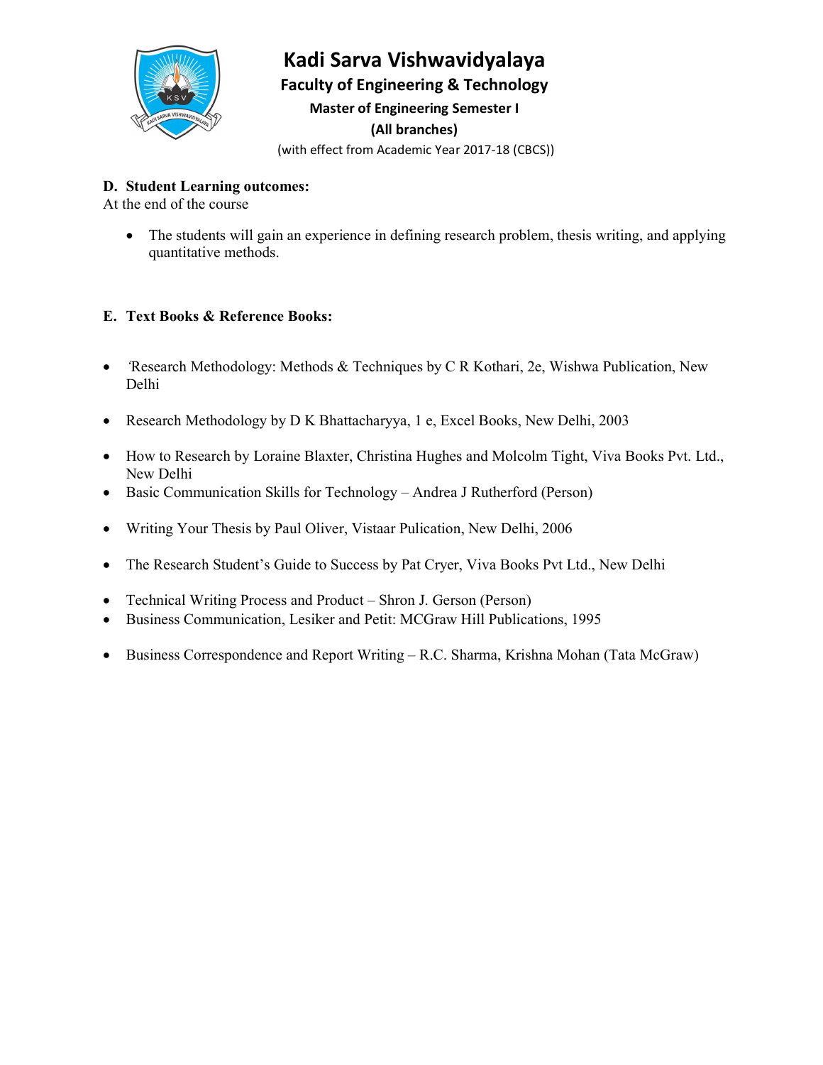# Kadi Sarva Vishwavidyalaya

## Faculty of Engineering & Technology

### Master of Engineering Semester I

### (All branches)

(with effect from Academic Year 2017-18 (CBCS))

**D. Student Learning outcomes:**

At the end of the course

- The students will gain an experience in defining research problem, thesis writing, and applying quantitative methods.

**E. Text Books & Reference Books:**

- 'Research Methodology: Methods & Techniques by C R Kothari, 2e, Wishwa Publication, New Delhi
- Research Methodology by D K Bhattacharyya, 1 e, Excel Books, New Delhi, 2003
- How to Research by Loraine Blaxter, Christina Hughes and Molcolm Tight, Viva Books Pvt. Ltd., New Delhi
- Basic Communication Skills for Technology – Andrea J Rutherford (Person)
- Writing Your Thesis by Paul Oliver, Vistaar Pulication, New Delhi, 2006
- The Research Student's Guide to Success by Pat Cryer, Viva Books Pvt Ltd., New Delhi
- Technical Writing Process and Product – Shron J. Gerson (Person)
- Business Communication, Lesiker and Petit: MCGraw Hill Publications, 1995
- Business Correspondence and Report Writing – R.C. Sharma, Krishna Mohan (Tata McGraw)